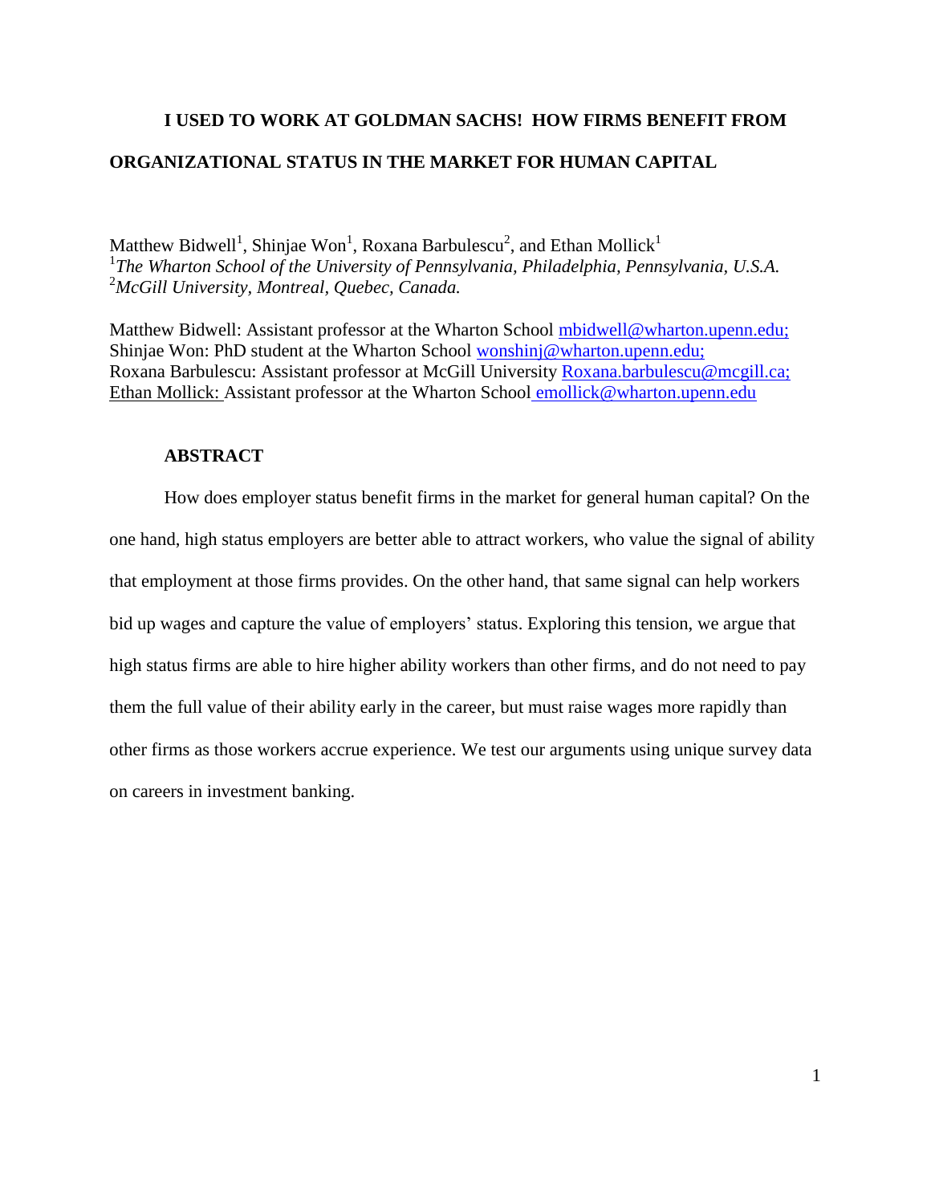# I USED TO WORK AT GOLDMAN SACHS! HOW FIRMS BENEFIT FROM ORGANIZATIONAL STATUS IN THE MARKET FOR HUMAN CAPITAL

Matthew Bidwell[1], Shinjae Won[1], Roxana Barbulescu[2], and Ethan Mollick[1]

[1]*The Wharton School of the University of Pennsylvania, Philadelphia, Pennsylvania, U.S.A.*

[2]*McGill University, Montreal, Quebec, Canada.*

Matthew Bidwell: Assistant professor at the Wharton School mbidwell@wharton.upenn.edu;
Shinjae Won: PhD student at the Wharton School wonshinj@wharton.upenn.edu;
Roxana Barbulescu: Assistant professor at McGill University Roxana.barbulescu@mcgill.ca;
Ethan Mollick: Assistant professor at the Wharton School emollick@wharton.upenn.edu

## ABSTRACT

How does employer status benefit firms in the market for general human capital? On the one hand, high status employers are better able to attract workers, who value the signal of ability that employment at those firms provides. On the other hand, that same signal can help workers bid up wages and capture the value of employers' status. Exploring this tension, we argue that high status firms are able to hire higher ability workers than other firms, and do not need to pay them the full value of their ability early in the career, but must raise wages more rapidly than other firms as those workers accrue experience. We test our arguments using unique survey data on careers in investment banking.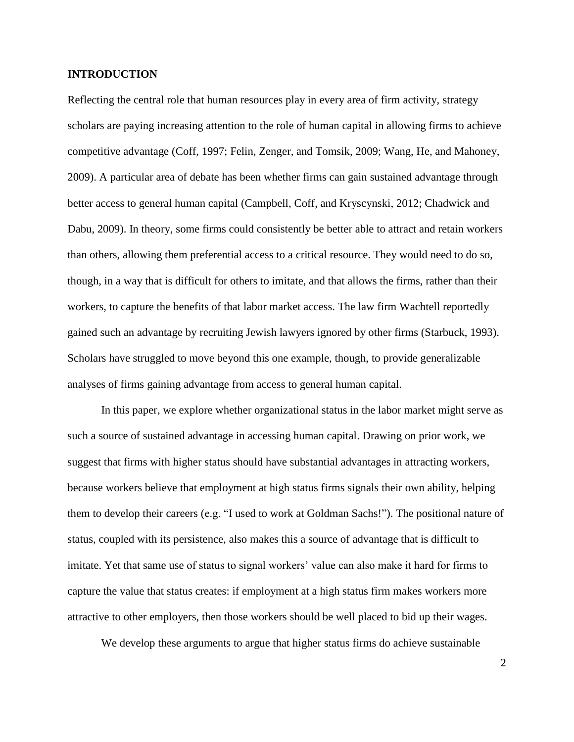## INTRODUCTION

Reflecting the central role that human resources play in every area of firm activity, strategy scholars are paying increasing attention to the role of human capital in allowing firms to achieve competitive advantage (Coff, 1997; Felin, Zenger, and Tomsik, 2009; Wang, He, and Mahoney, 2009). A particular area of debate has been whether firms can gain sustained advantage through better access to general human capital (Campbell, Coff, and Kryscynski, 2012; Chadwick and Dabu, 2009). In theory, some firms could consistently be better able to attract and retain workers than others, allowing them preferential access to a critical resource. They would need to do so, though, in a way that is difficult for others to imitate, and that allows the firms, rather than their workers, to capture the benefits of that labor market access. The law firm Wachtell reportedly gained such an advantage by recruiting Jewish lawyers ignored by other firms (Starbuck, 1993). Scholars have struggled to move beyond this one example, though, to provide generalizable analyses of firms gaining advantage from access to general human capital.

In this paper, we explore whether organizational status in the labor market might serve as such a source of sustained advantage in accessing human capital. Drawing on prior work, we suggest that firms with higher status should have substantial advantages in attracting workers, because workers believe that employment at high status firms signals their own ability, helping them to develop their careers (e.g. "I used to work at Goldman Sachs!"). The positional nature of status, coupled with its persistence, also makes this a source of advantage that is difficult to imitate. Yet that same use of status to signal workers' value can also make it hard for firms to capture the value that status creates: if employment at a high status firm makes workers more attractive to other employers, then those workers should be well placed to bid up their wages.

We develop these arguments to argue that higher status firms do achieve sustainable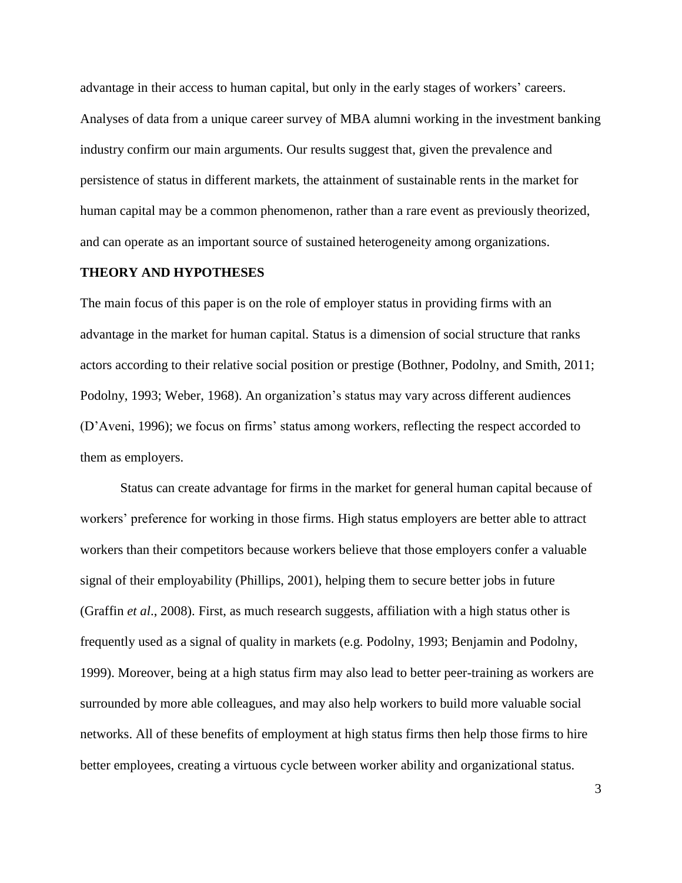advantage in their access to human capital, but only in the early stages of workers' careers. Analyses of data from a unique career survey of MBA alumni working in the investment banking industry confirm our main arguments. Our results suggest that, given the prevalence and persistence of status in different markets, the attainment of sustainable rents in the market for human capital may be a common phenomenon, rather than a rare event as previously theorized, and can operate as an important source of sustained heterogeneity among organizations.

## THEORY AND HYPOTHESES

The main focus of this paper is on the role of employer status in providing firms with an advantage in the market for human capital. Status is a dimension of social structure that ranks actors according to their relative social position or prestige (Bothner, Podolny, and Smith, 2011; Podolny, 1993; Weber, 1968). An organization's status may vary across different audiences (D'Aveni, 1996); we focus on firms' status among workers, reflecting the respect accorded to them as employers.

Status can create advantage for firms in the market for general human capital because of workers' preference for working in those firms. High status employers are better able to attract workers than their competitors because workers believe that those employers confer a valuable signal of their employability (Phillips, 2001), helping them to secure better jobs in future (Graffin *et al*., 2008). First, as much research suggests, affiliation with a high status other is frequently used as a signal of quality in markets (e.g. Podolny, 1993; Benjamin and Podolny, 1999). Moreover, being at a high status firm may also lead to better peer-training as workers are surrounded by more able colleagues, and may also help workers to build more valuable social networks. All of these benefits of employment at high status firms then help those firms to hire better employees, creating a virtuous cycle between worker ability and organizational status.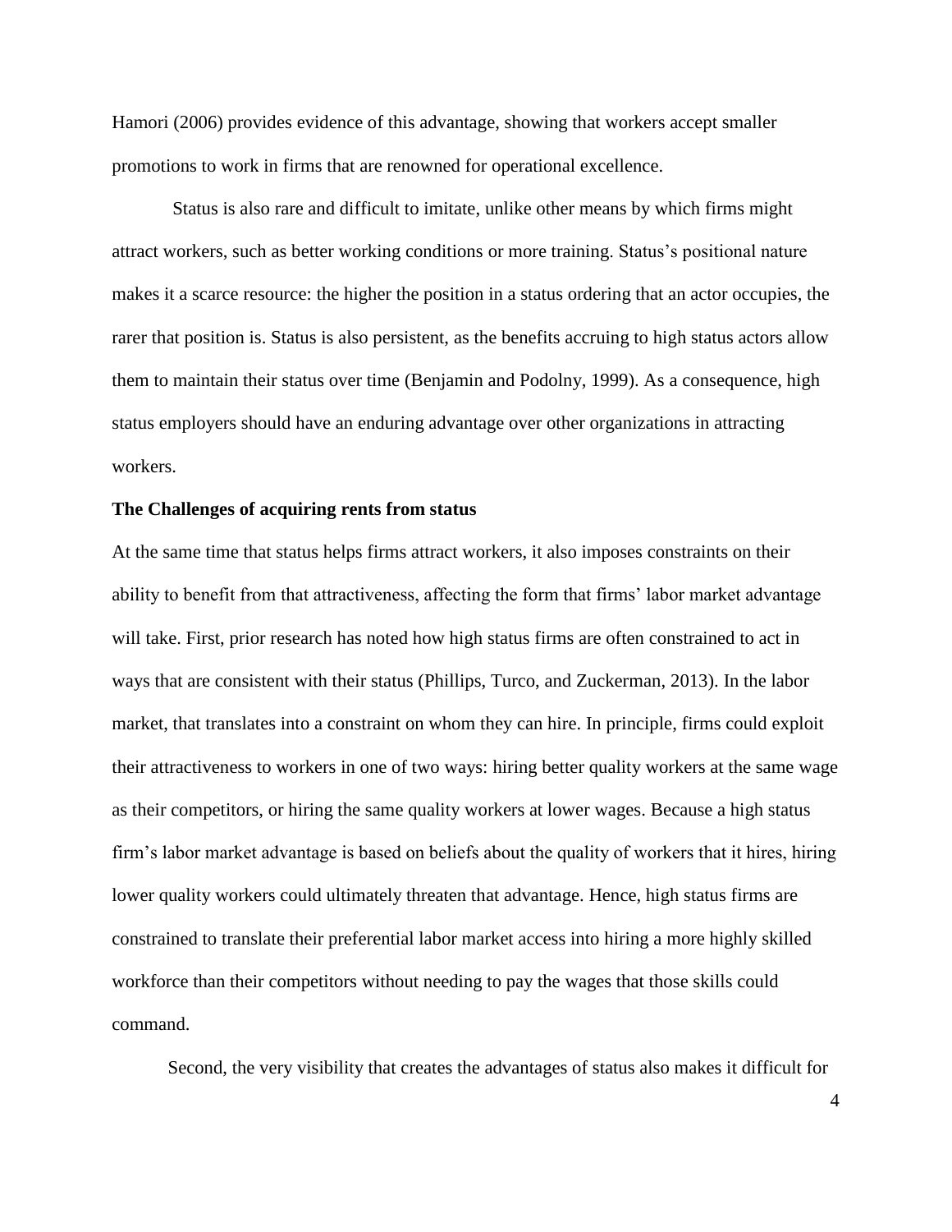Hamori (2006) provides evidence of this advantage, showing that workers accept smaller promotions to work in firms that are renowned for operational excellence.

Status is also rare and difficult to imitate, unlike other means by which firms might attract workers, such as better working conditions or more training. Status's positional nature makes it a scarce resource: the higher the position in a status ordering that an actor occupies, the rarer that position is. Status is also persistent, as the benefits accruing to high status actors allow them to maintain their status over time (Benjamin and Podolny, 1999). As a consequence, high status employers should have an enduring advantage over other organizations in attracting workers.

### The Challenges of acquiring rents from status

At the same time that status helps firms attract workers, it also imposes constraints on their ability to benefit from that attractiveness, affecting the form that firms' labor market advantage will take. First, prior research has noted how high status firms are often constrained to act in ways that are consistent with their status (Phillips, Turco, and Zuckerman, 2013). In the labor market, that translates into a constraint on whom they can hire. In principle, firms could exploit their attractiveness to workers in one of two ways: hiring better quality workers at the same wage as their competitors, or hiring the same quality workers at lower wages. Because a high status firm's labor market advantage is based on beliefs about the quality of workers that it hires, hiring lower quality workers could ultimately threaten that advantage. Hence, high status firms are constrained to translate their preferential labor market access into hiring a more highly skilled workforce than their competitors without needing to pay the wages that those skills could command.

Second, the very visibility that creates the advantages of status also makes it difficult for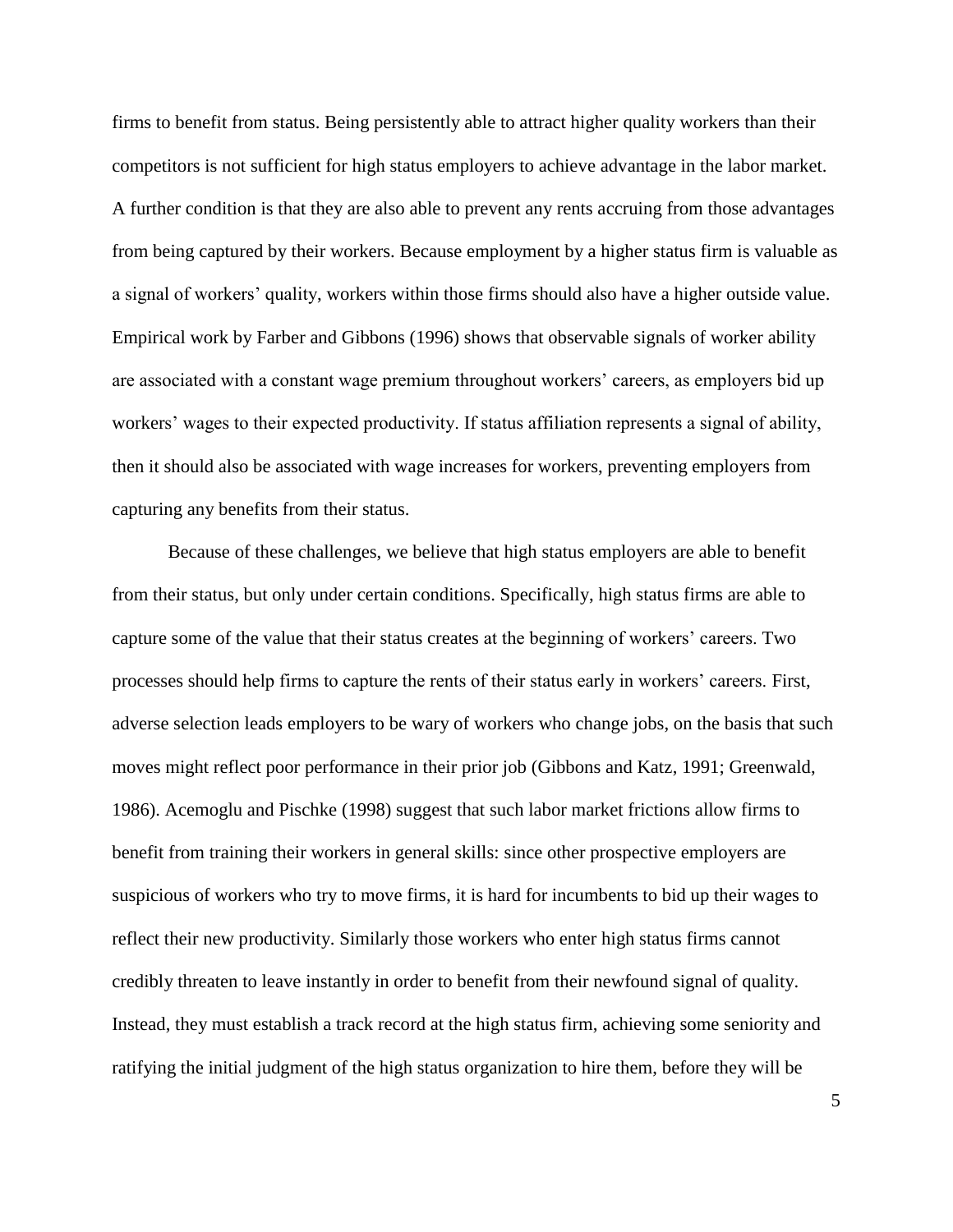firms to benefit from status. Being persistently able to attract higher quality workers than their competitors is not sufficient for high status employers to achieve advantage in the labor market. A further condition is that they are also able to prevent any rents accruing from those advantages from being captured by their workers. Because employment by a higher status firm is valuable as a signal of workers' quality, workers within those firms should also have a higher outside value. Empirical work by Farber and Gibbons (1996) shows that observable signals of worker ability are associated with a constant wage premium throughout workers' careers, as employers bid up workers' wages to their expected productivity. If status affiliation represents a signal of ability, then it should also be associated with wage increases for workers, preventing employers from capturing any benefits from their status.

Because of these challenges, we believe that high status employers are able to benefit from their status, but only under certain conditions. Specifically, high status firms are able to capture some of the value that their status creates at the beginning of workers' careers. Two processes should help firms to capture the rents of their status early in workers' careers. First, adverse selection leads employers to be wary of workers who change jobs, on the basis that such moves might reflect poor performance in their prior job (Gibbons and Katz, 1991; Greenwald, 1986). Acemoglu and Pischke (1998) suggest that such labor market frictions allow firms to benefit from training their workers in general skills: since other prospective employers are suspicious of workers who try to move firms, it is hard for incumbents to bid up their wages to reflect their new productivity. Similarly those workers who enter high status firms cannot credibly threaten to leave instantly in order to benefit from their newfound signal of quality. Instead, they must establish a track record at the high status firm, achieving some seniority and ratifying the initial judgment of the high status organization to hire them, before they will be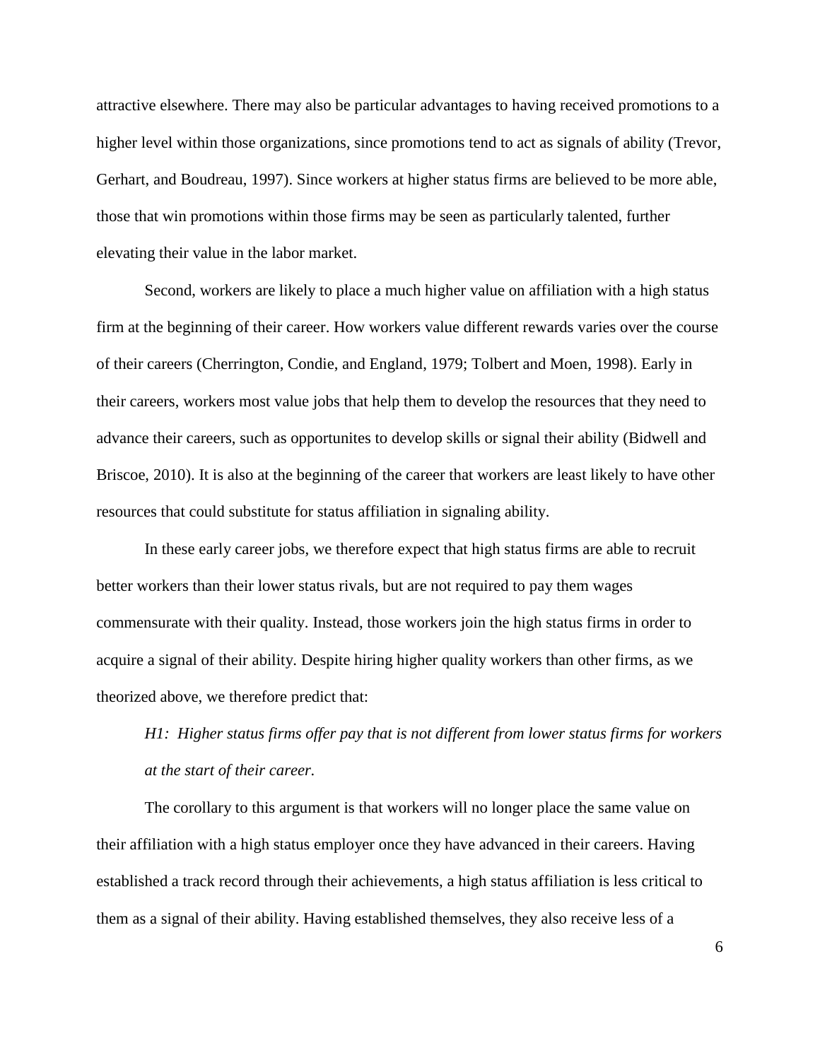attractive elsewhere. There may also be particular advantages to having received promotions to a higher level within those organizations, since promotions tend to act as signals of ability (Trevor, Gerhart, and Boudreau, 1997). Since workers at higher status firms are believed to be more able, those that win promotions within those firms may be seen as particularly talented, further elevating their value in the labor market.

Second, workers are likely to place a much higher value on affiliation with a high status firm at the beginning of their career. How workers value different rewards varies over the course of their careers (Cherrington, Condie, and England, 1979; Tolbert and Moen, 1998). Early in their careers, workers most value jobs that help them to develop the resources that they need to advance their careers, such as opportunites to develop skills or signal their ability (Bidwell and Briscoe, 2010). It is also at the beginning of the career that workers are least likely to have other resources that could substitute for status affiliation in signaling ability.

In these early career jobs, we therefore expect that high status firms are able to recruit better workers than their lower status rivals, but are not required to pay them wages commensurate with their quality. Instead, those workers join the high status firms in order to acquire a signal of their ability. Despite hiring higher quality workers than other firms, as we theorized above, we therefore predict that:

*H1: Higher status firms offer pay that is not different from lower status firms for workers at the start of their career.*

The corollary to this argument is that workers will no longer place the same value on their affiliation with a high status employer once they have advanced in their careers. Having established a track record through their achievements, a high status affiliation is less critical to them as a signal of their ability. Having established themselves, they also receive less of a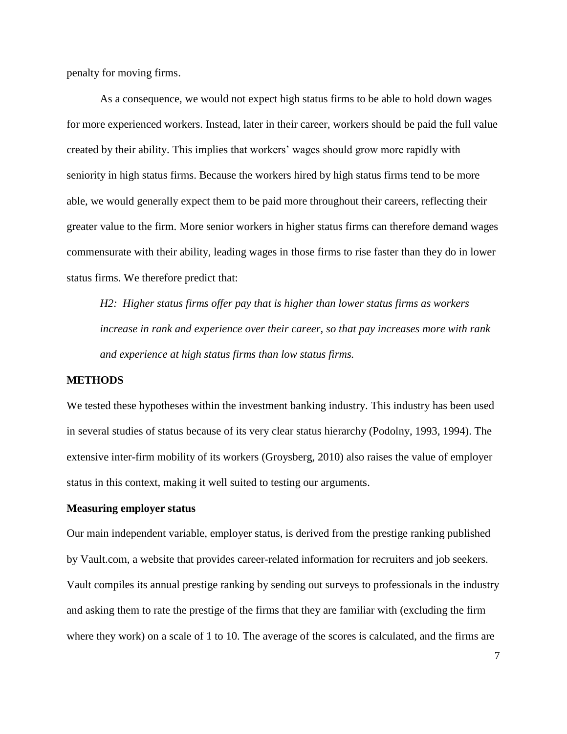penalty for moving firms.

As a consequence, we would not expect high status firms to be able to hold down wages for more experienced workers. Instead, later in their career, workers should be paid the full value created by their ability. This implies that workers' wages should grow more rapidly with seniority in high status firms. Because the workers hired by high status firms tend to be more able, we would generally expect them to be paid more throughout their careers, reflecting their greater value to the firm. More senior workers in higher status firms can therefore demand wages commensurate with their ability, leading wages in those firms to rise faster than they do in lower status firms. We therefore predict that:

*H2: Higher status firms offer pay that is higher than lower status firms as workers increase in rank and experience over their career, so that pay increases more with rank and experience at high status firms than low status firms.*

## METHODS

We tested these hypotheses within the investment banking industry. This industry has been used in several studies of status because of its very clear status hierarchy (Podolny, 1993, 1994). The extensive inter-firm mobility of its workers (Groysberg, 2010) also raises the value of employer status in this context, making it well suited to testing our arguments.

### Measuring employer status

Our main independent variable, employer status, is derived from the prestige ranking published by Vault.com, a website that provides career-related information for recruiters and job seekers. Vault compiles its annual prestige ranking by sending out surveys to professionals in the industry and asking them to rate the prestige of the firms that they are familiar with (excluding the firm where they work) on a scale of 1 to 10. The average of the scores is calculated, and the firms are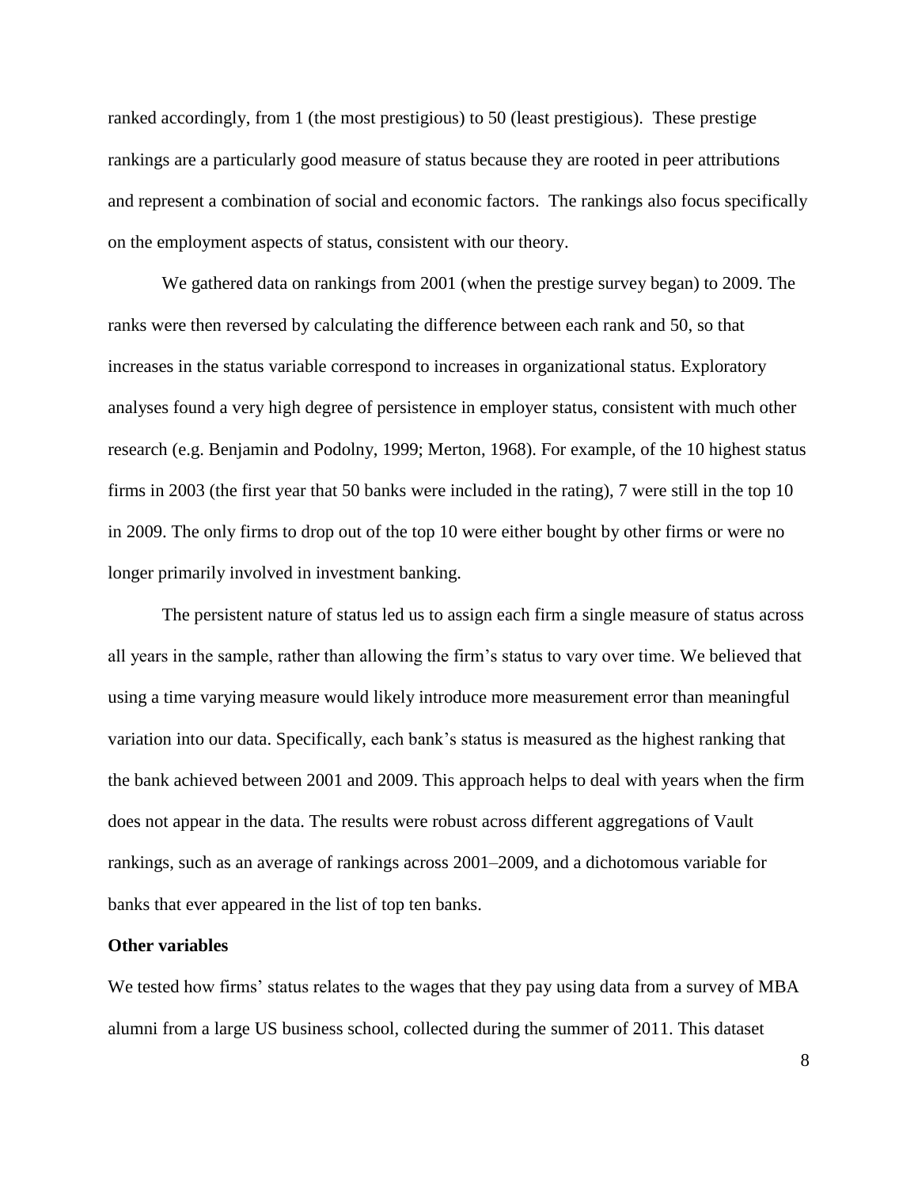ranked accordingly, from 1 (the most prestigious) to 50 (least prestigious). These prestige rankings are a particularly good measure of status because they are rooted in peer attributions and represent a combination of social and economic factors. The rankings also focus specifically on the employment aspects of status, consistent with our theory.

We gathered data on rankings from 2001 (when the prestige survey began) to 2009. The ranks were then reversed by calculating the difference between each rank and 50, so that increases in the status variable correspond to increases in organizational status. Exploratory analyses found a very high degree of persistence in employer status, consistent with much other research (e.g. Benjamin and Podolny, 1999; Merton, 1968). For example, of the 10 highest status firms in 2003 (the first year that 50 banks were included in the rating), 7 were still in the top 10 in 2009. The only firms to drop out of the top 10 were either bought by other firms or were no longer primarily involved in investment banking.

The persistent nature of status led us to assign each firm a single measure of status across all years in the sample, rather than allowing the firm's status to vary over time. We believed that using a time varying measure would likely introduce more measurement error than meaningful variation into our data. Specifically, each bank's status is measured as the highest ranking that the bank achieved between 2001 and 2009. This approach helps to deal with years when the firm does not appear in the data. The results were robust across different aggregations of Vault rankings, such as an average of rankings across 2001–2009, and a dichotomous variable for banks that ever appeared in the list of top ten banks.

**Other variables**

We tested how firms' status relates to the wages that they pay using data from a survey of MBA alumni from a large US business school, collected during the summer of 2011. This dataset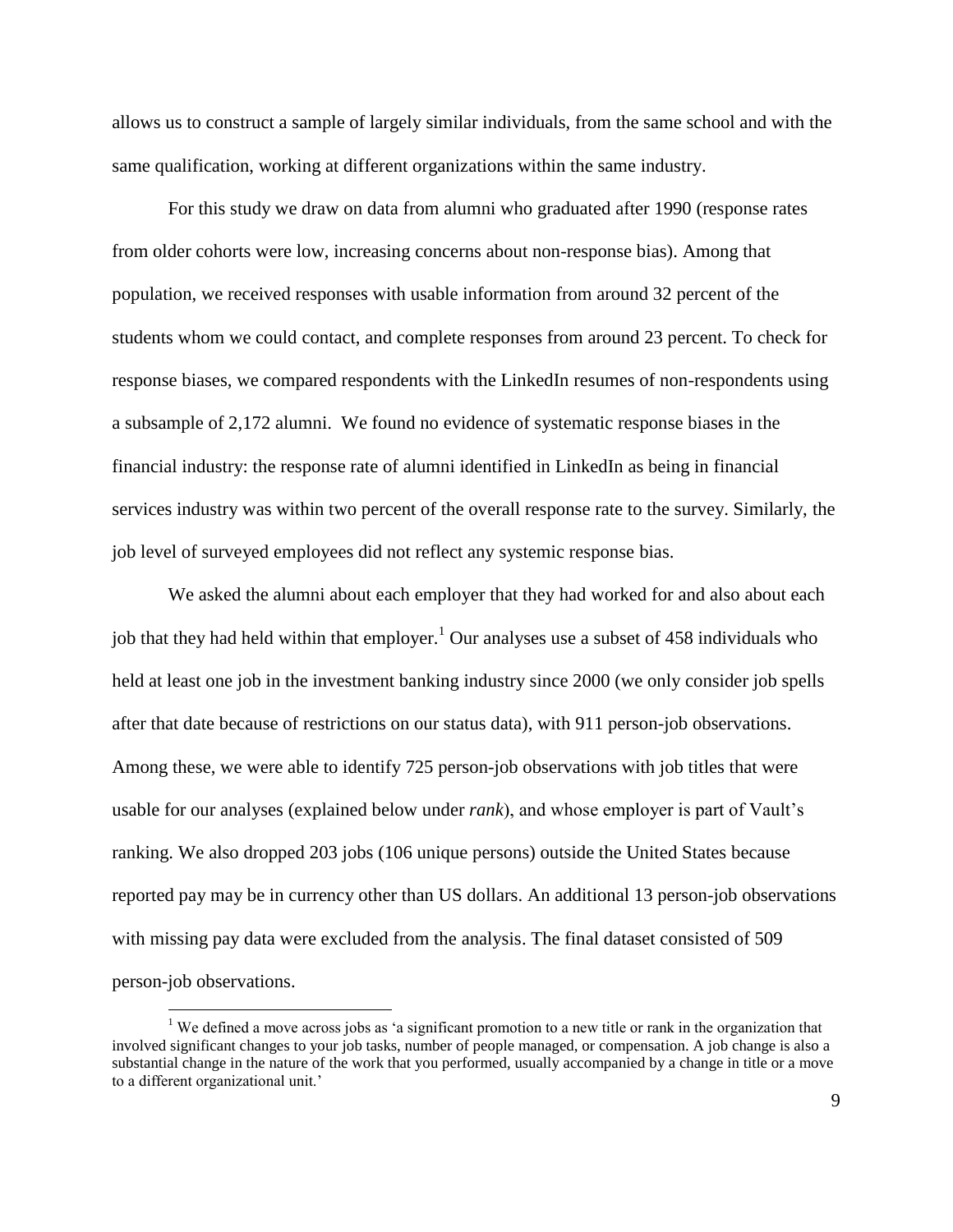allows us to construct a sample of largely similar individuals, from the same school and with the same qualification, working at different organizations within the same industry.

For this study we draw on data from alumni who graduated after 1990 (response rates from older cohorts were low, increasing concerns about non-response bias). Among that population, we received responses with usable information from around 32 percent of the students whom we could contact, and complete responses from around 23 percent. To check for response biases, we compared respondents with the LinkedIn resumes of non-respondents using a subsample of 2,172 alumni. We found no evidence of systematic response biases in the financial industry: the response rate of alumni identified in LinkedIn as being in financial services industry was within two percent of the overall response rate to the survey. Similarly, the job level of surveyed employees did not reflect any systemic response bias.

We asked the alumni about each employer that they had worked for and also about each job that they had held within that employer.[1] Our analyses use a subset of 458 individuals who held at least one job in the investment banking industry since 2000 (we only consider job spells after that date because of restrictions on our status data), with 911 person-job observations. Among these, we were able to identify 725 person-job observations with job titles that were usable for our analyses (explained below under *rank*), and whose employer is part of Vault's ranking. We also dropped 203 jobs (106 unique persons) outside the United States because reported pay may be in currency other than US dollars. An additional 13 person-job observations with missing pay data were excluded from the analysis. The final dataset consisted of 509 person-job observations.

[1] We defined a move across jobs as 'a significant promotion to a new title or rank in the organization that involved significant changes to your job tasks, number of people managed, or compensation. A job change is also a substantial change in the nature of the work that you performed, usually accompanied by a change in title or a move to a different organizational unit.'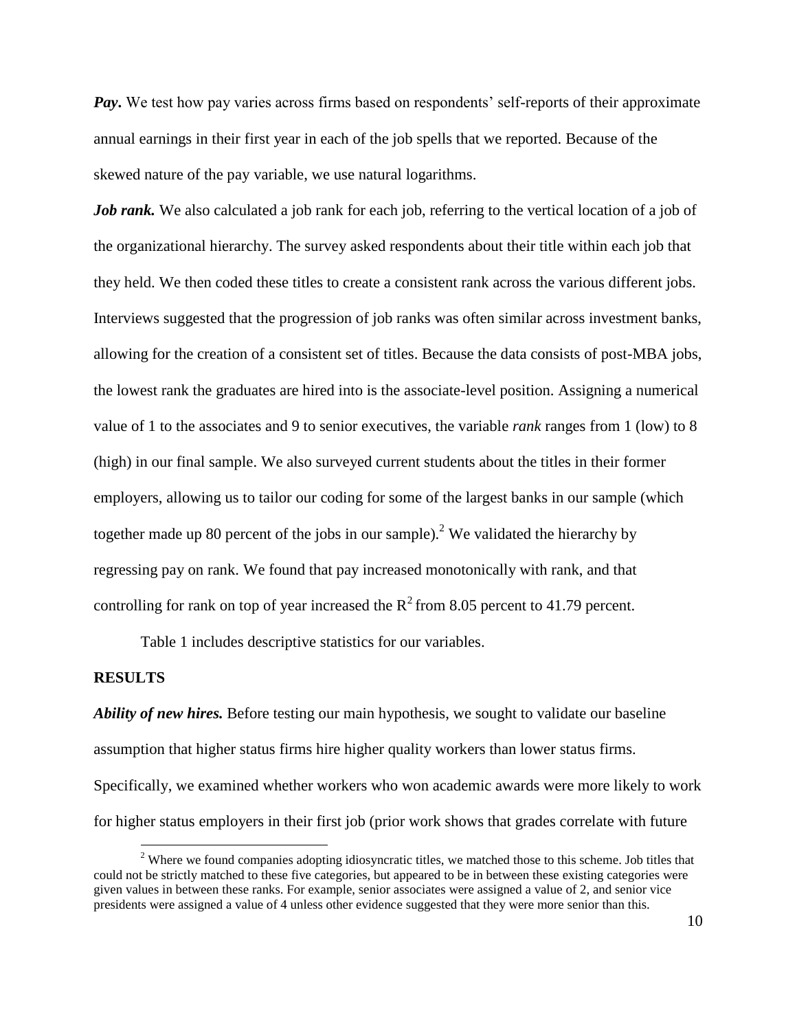***Pay***. We test how pay varies across firms based on respondents' self-reports of their approximate annual earnings in their first year in each of the job spells that we reported. Because of the skewed nature of the pay variable, we use natural logarithms.

***Job rank.*** We also calculated a job rank for each job, referring to the vertical location of a job of the organizational hierarchy. The survey asked respondents about their title within each job that they held. We then coded these titles to create a consistent rank across the various different jobs. Interviews suggested that the progression of job ranks was often similar across investment banks, allowing for the creation of a consistent set of titles. Because the data consists of post-MBA jobs, the lowest rank the graduates are hired into is the associate-level position. Assigning a numerical value of 1 to the associates and 9 to senior executives, the variable *rank* ranges from 1 (low) to 8 (high) in our final sample. We also surveyed current students about the titles in their former employers, allowing us to tailor our coding for some of the largest banks in our sample (which together made up 80 percent of the jobs in our sample).[2] We validated the hierarchy by regressing pay on rank. We found that pay increased monotonically with rank, and that controlling for rank on top of year increased the $R^2$ from 8.05 percent to 41.79 percent.

Table 1 includes descriptive statistics for our variables.

## RESULTS

***Ability of new hires.*** Before testing our main hypothesis, we sought to validate our baseline assumption that higher status firms hire higher quality workers than lower status firms. Specifically, we examined whether workers who won academic awards were more likely to work for higher status employers in their first job (prior work shows that grades correlate with future

[2] Where we found companies adopting idiosyncratic titles, we matched those to this scheme. Job titles that could not be strictly matched to these five categories, but appeared to be in between these existing categories were given values in between these ranks. For example, senior associates were assigned a value of 2, and senior vice presidents were assigned a value of 4 unless other evidence suggested that they were more senior than this.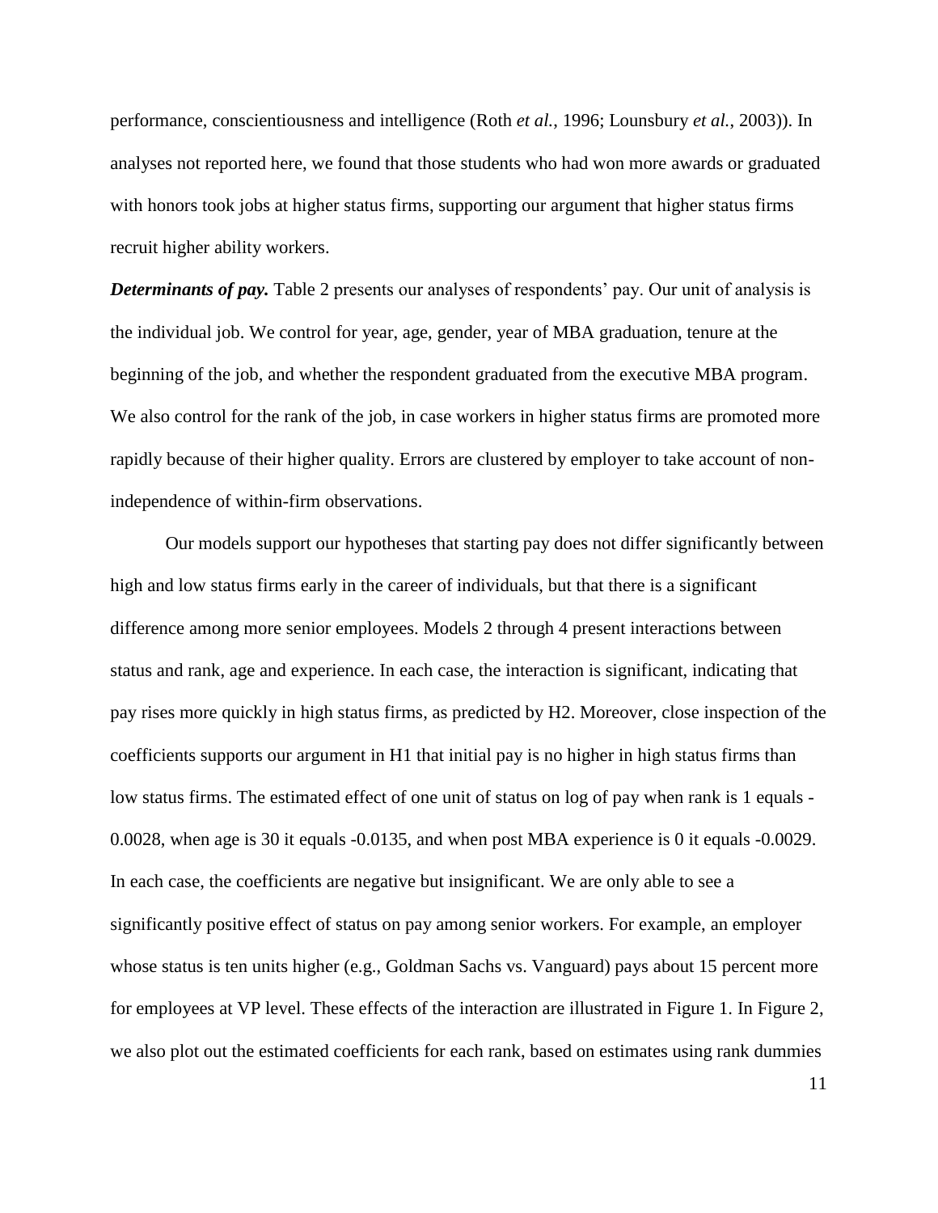performance, conscientiousness and intelligence (Roth *et al.*, 1996; Lounsbury *et al.*, 2003)). In analyses not reported here, we found that those students who had won more awards or graduated with honors took jobs at higher status firms, supporting our argument that higher status firms recruit higher ability workers.

***Determinants of pay.*** Table 2 presents our analyses of respondents' pay. Our unit of analysis is the individual job. We control for year, age, gender, year of MBA graduation, tenure at the beginning of the job, and whether the respondent graduated from the executive MBA program. We also control for the rank of the job, in case workers in higher status firms are promoted more rapidly because of their higher quality. Errors are clustered by employer to take account of non-independence of within-firm observations.

Our models support our hypotheses that starting pay does not differ significantly between high and low status firms early in the career of individuals, but that there is a significant difference among more senior employees. Models 2 through 4 present interactions between status and rank, age and experience. In each case, the interaction is significant, indicating that pay rises more quickly in high status firms, as predicted by H2. Moreover, close inspection of the coefficients supports our argument in H1 that initial pay is no higher in high status firms than low status firms. The estimated effect of one unit of status on log of pay when rank is 1 equals -0.0028, when age is 30 it equals -0.0135, and when post MBA experience is 0 it equals -0.0029. In each case, the coefficients are negative but insignificant. We are only able to see a significantly positive effect of status on pay among senior workers. For example, an employer whose status is ten units higher (e.g., Goldman Sachs vs. Vanguard) pays about 15 percent more for employees at VP level. These effects of the interaction are illustrated in Figure 1. In Figure 2, we also plot out the estimated coefficients for each rank, based on estimates using rank dummies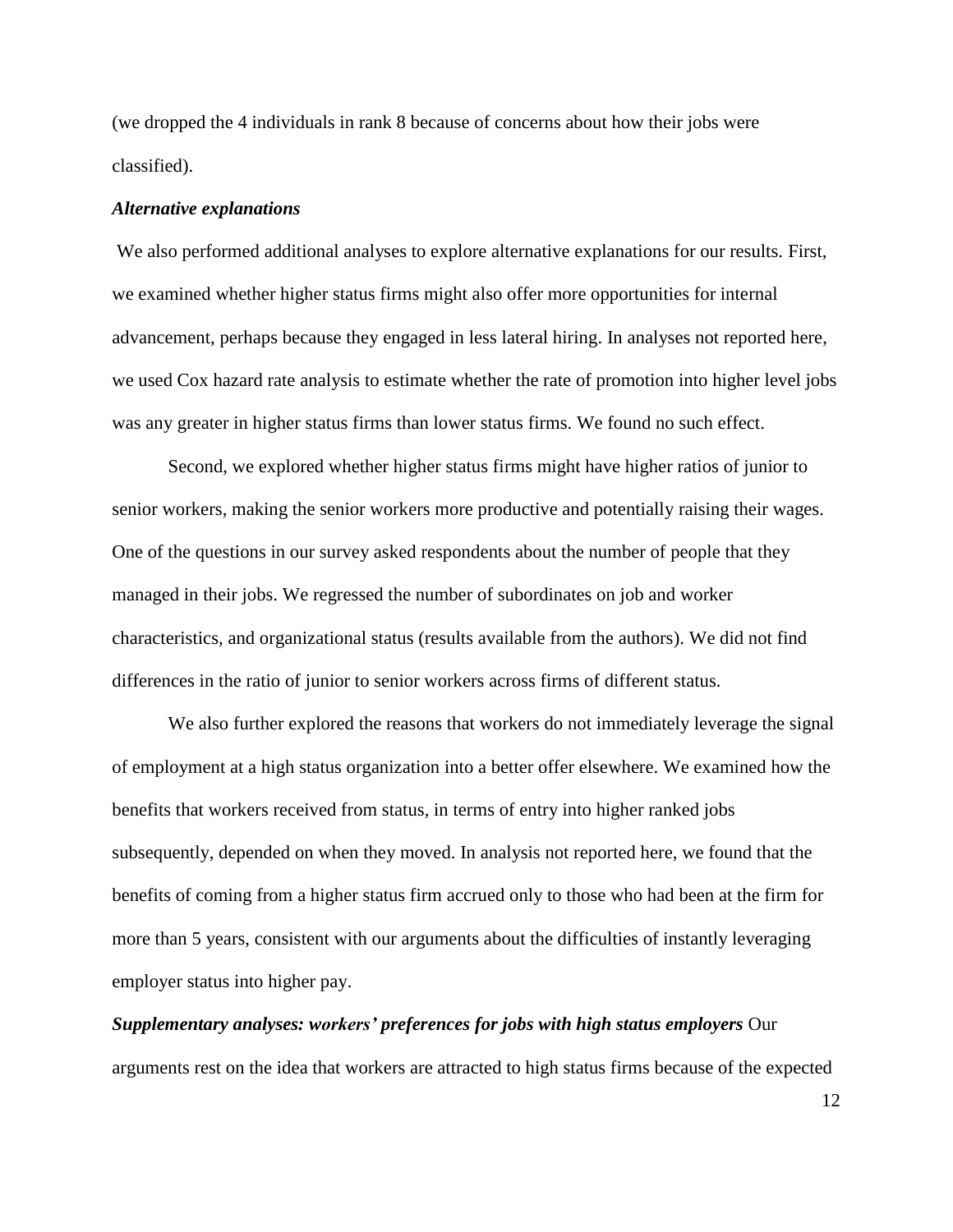(we dropped the 4 individuals in rank 8 because of concerns about how their jobs were classified).

### *Alternative explanations*

We also performed additional analyses to explore alternative explanations for our results. First, we examined whether higher status firms might also offer more opportunities for internal advancement, perhaps because they engaged in less lateral hiring. In analyses not reported here, we used Cox hazard rate analysis to estimate whether the rate of promotion into higher level jobs was any greater in higher status firms than lower status firms. We found no such effect.

Second, we explored whether higher status firms might have higher ratios of junior to senior workers, making the senior workers more productive and potentially raising their wages. One of the questions in our survey asked respondents about the number of people that they managed in their jobs. We regressed the number of subordinates on job and worker characteristics, and organizational status (results available from the authors). We did not find differences in the ratio of junior to senior workers across firms of different status.

We also further explored the reasons that workers do not immediately leverage the signal of employment at a high status organization into a better offer elsewhere. We examined how the benefits that workers received from status, in terms of entry into higher ranked jobs subsequently, depended on when they moved. In analysis not reported here, we found that the benefits of coming from a higher status firm accrued only to those who had been at the firm for more than 5 years, consistent with our arguments about the difficulties of instantly leveraging employer status into higher pay.

***Supplementary analyses: workers' preferences for jobs with high status employers*** Our arguments rest on the idea that workers are attracted to high status firms because of the expected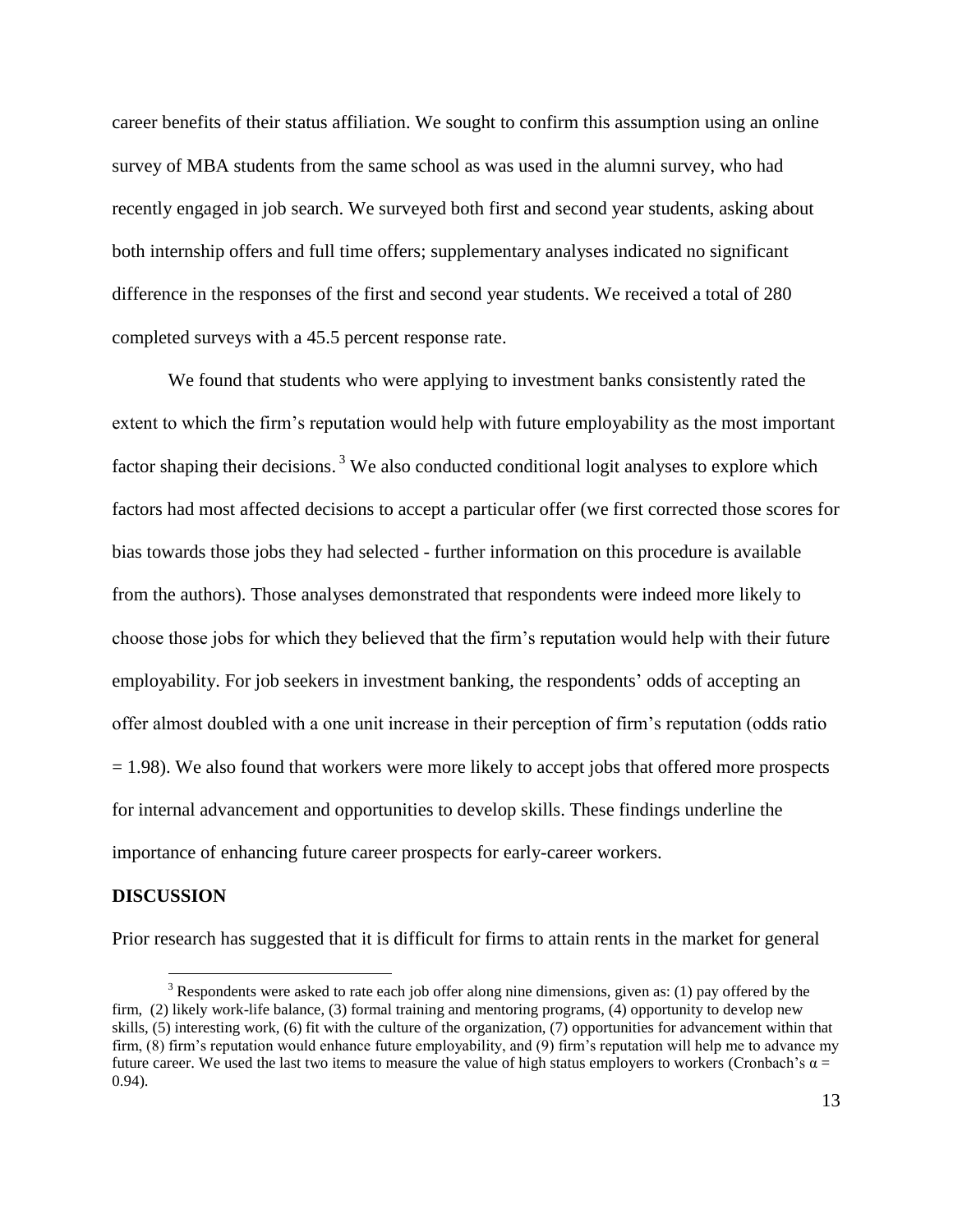career benefits of their status affiliation. We sought to confirm this assumption using an online survey of MBA students from the same school as was used in the alumni survey, who had recently engaged in job search. We surveyed both first and second year students, asking about both internship offers and full time offers; supplementary analyses indicated no significant difference in the responses of the first and second year students. We received a total of 280 completed surveys with a 45.5 percent response rate.

We found that students who were applying to investment banks consistently rated the extent to which the firm's reputation would help with future employability as the most important factor shaping their decisions. [3] We also conducted conditional logit analyses to explore which factors had most affected decisions to accept a particular offer (we first corrected those scores for bias towards those jobs they had selected - further information on this procedure is available from the authors). Those analyses demonstrated that respondents were indeed more likely to choose those jobs for which they believed that the firm's reputation would help with their future employability. For job seekers in investment banking, the respondents' odds of accepting an offer almost doubled with a one unit increase in their perception of firm's reputation (odds ratio = 1.98). We also found that workers were more likely to accept jobs that offered more prospects for internal advancement and opportunities to develop skills. These findings underline the importance of enhancing future career prospects for early-career workers.

## DISCUSSION

Prior research has suggested that it is difficult for firms to attain rents in the market for general

[3] Respondents were asked to rate each job offer along nine dimensions, given as: (1) pay offered by the firm, (2) likely work-life balance, (3) formal training and mentoring programs, (4) opportunity to develop new skills, (5) interesting work, (6) fit with the culture of the organization, (7) opportunities for advancement within that firm, (8) firm's reputation would enhance future employability, and (9) firm's reputation will help me to advance my future career. We used the last two items to measure the value of high status employers to workers (Cronbach's $\alpha = 0.94$).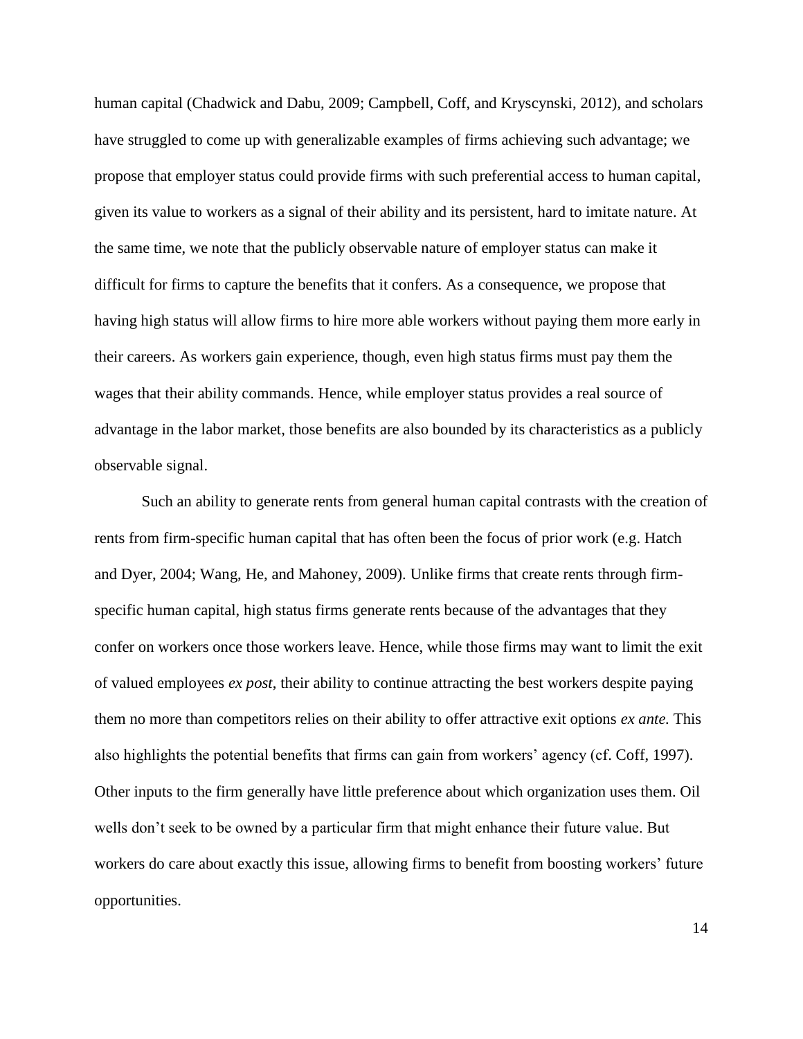human capital (Chadwick and Dabu, 2009; Campbell, Coff, and Kryscynski, 2012), and scholars have struggled to come up with generalizable examples of firms achieving such advantage; we propose that employer status could provide firms with such preferential access to human capital, given its value to workers as a signal of their ability and its persistent, hard to imitate nature. At the same time, we note that the publicly observable nature of employer status can make it difficult for firms to capture the benefits that it confers. As a consequence, we propose that having high status will allow firms to hire more able workers without paying them more early in their careers. As workers gain experience, though, even high status firms must pay them the wages that their ability commands. Hence, while employer status provides a real source of advantage in the labor market, those benefits are also bounded by its characteristics as a publicly observable signal.

Such an ability to generate rents from general human capital contrasts with the creation of rents from firm-specific human capital that has often been the focus of prior work (e.g. Hatch and Dyer, 2004; Wang, He, and Mahoney, 2009). Unlike firms that create rents through firm-specific human capital, high status firms generate rents because of the advantages that they confer on workers once those workers leave. Hence, while those firms may want to limit the exit of valued employees *ex post*, their ability to continue attracting the best workers despite paying them no more than competitors relies on their ability to offer attractive exit options *ex ante.* This also highlights the potential benefits that firms can gain from workers' agency (cf. Coff, 1997). Other inputs to the firm generally have little preference about which organization uses them. Oil wells don't seek to be owned by a particular firm that might enhance their future value. But workers do care about exactly this issue, allowing firms to benefit from boosting workers' future opportunities.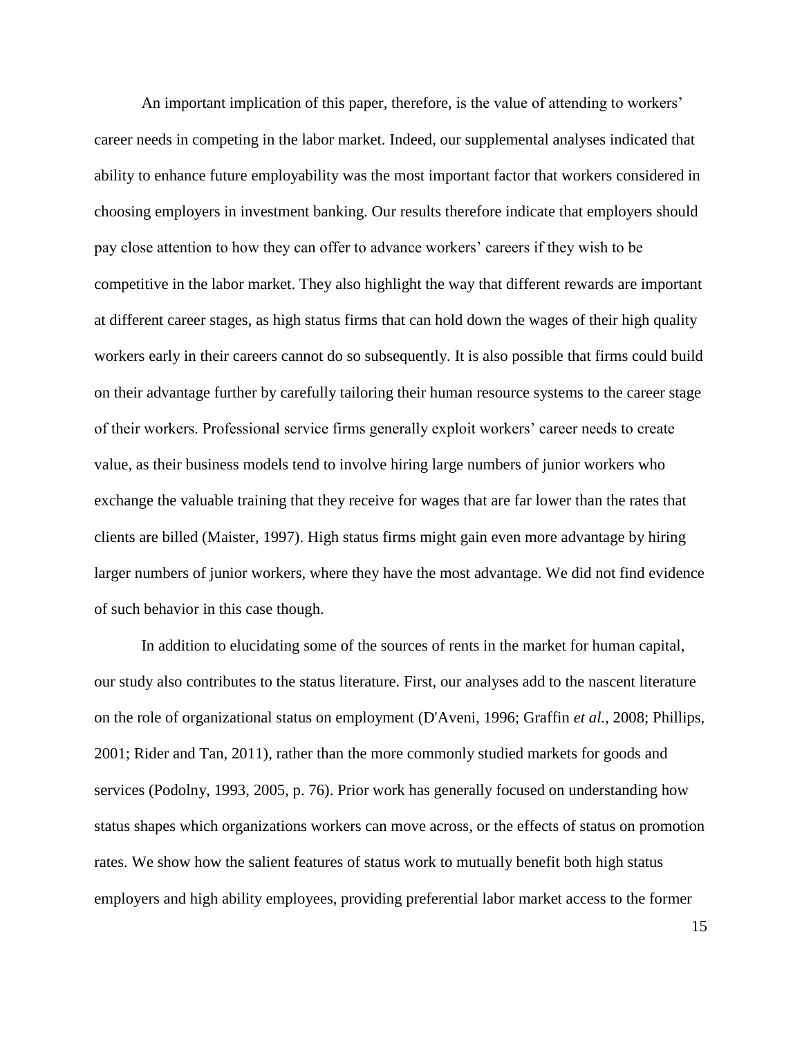An important implication of this paper, therefore, is the value of attending to workers' career needs in competing in the labor market. Indeed, our supplemental analyses indicated that ability to enhance future employability was the most important factor that workers considered in choosing employers in investment banking. Our results therefore indicate that employers should pay close attention to how they can offer to advance workers' careers if they wish to be competitive in the labor market. They also highlight the way that different rewards are important at different career stages, as high status firms that can hold down the wages of their high quality workers early in their careers cannot do so subsequently. It is also possible that firms could build on their advantage further by carefully tailoring their human resource systems to the career stage of their workers. Professional service firms generally exploit workers' career needs to create value, as their business models tend to involve hiring large numbers of junior workers who exchange the valuable training that they receive for wages that are far lower than the rates that clients are billed (Maister, 1997). High status firms might gain even more advantage by hiring larger numbers of junior workers, where they have the most advantage. We did not find evidence of such behavior in this case though.

In addition to elucidating some of the sources of rents in the market for human capital, our study also contributes to the status literature. First, our analyses add to the nascent literature on the role of organizational status on employment (D'Aveni, 1996; Graffin *et al.*, 2008; Phillips, 2001; Rider and Tan, 2011), rather than the more commonly studied markets for goods and services (Podolny, 1993, 2005, p. 76). Prior work has generally focused on understanding how status shapes which organizations workers can move across, or the effects of status on promotion rates. We show how the salient features of status work to mutually benefit both high status employers and high ability employees, providing preferential labor market access to the former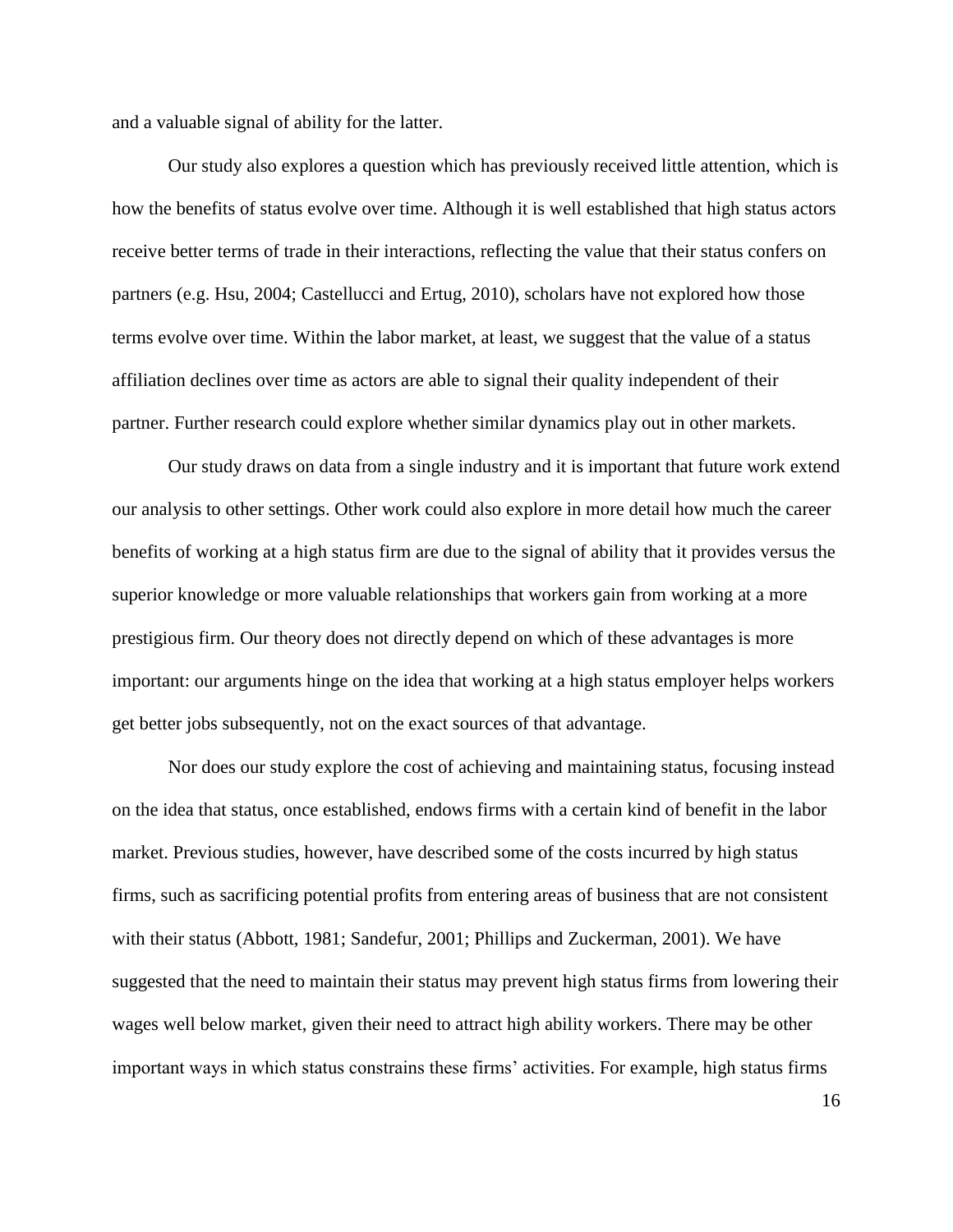and a valuable signal of ability for the latter.

Our study also explores a question which has previously received little attention, which is how the benefits of status evolve over time. Although it is well established that high status actors receive better terms of trade in their interactions, reflecting the value that their status confers on partners (e.g. Hsu, 2004; Castellucci and Ertug, 2010), scholars have not explored how those terms evolve over time. Within the labor market, at least, we suggest that the value of a status affiliation declines over time as actors are able to signal their quality independent of their partner. Further research could explore whether similar dynamics play out in other markets.

Our study draws on data from a single industry and it is important that future work extend our analysis to other settings. Other work could also explore in more detail how much the career benefits of working at a high status firm are due to the signal of ability that it provides versus the superior knowledge or more valuable relationships that workers gain from working at a more prestigious firm. Our theory does not directly depend on which of these advantages is more important: our arguments hinge on the idea that working at a high status employer helps workers get better jobs subsequently, not on the exact sources of that advantage.

Nor does our study explore the cost of achieving and maintaining status, focusing instead on the idea that status, once established, endows firms with a certain kind of benefit in the labor market. Previous studies, however, have described some of the costs incurred by high status firms, such as sacrificing potential profits from entering areas of business that are not consistent with their status (Abbott, 1981; Sandefur, 2001; Phillips and Zuckerman, 2001). We have suggested that the need to maintain their status may prevent high status firms from lowering their wages well below market, given their need to attract high ability workers. There may be other important ways in which status constrains these firms' activities. For example, high status firms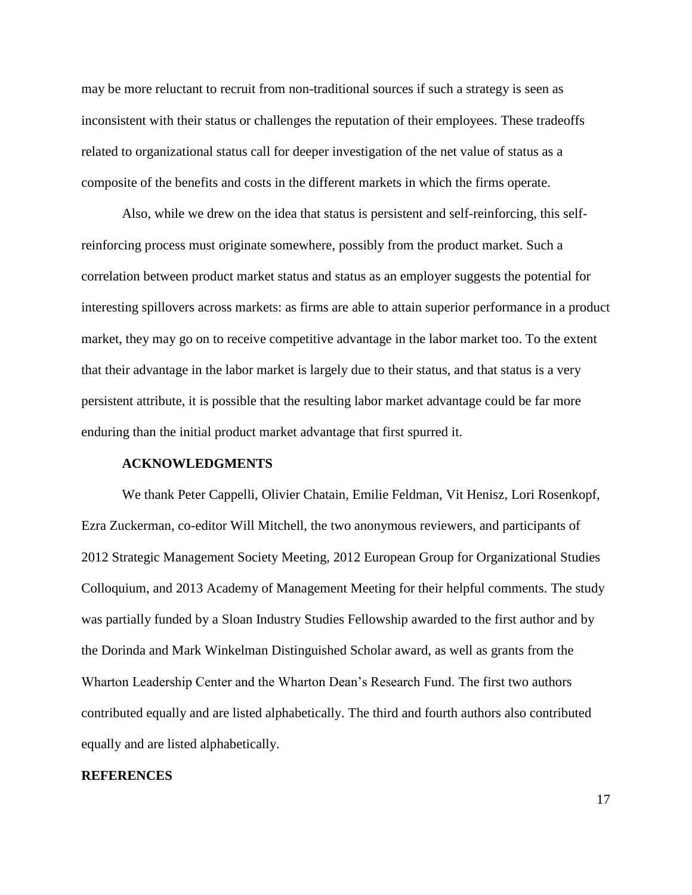may be more reluctant to recruit from non-traditional sources if such a strategy is seen as inconsistent with their status or challenges the reputation of their employees. These tradeoffs related to organizational status call for deeper investigation of the net value of status as a composite of the benefits and costs in the different markets in which the firms operate.

Also, while we drew on the idea that status is persistent and self-reinforcing, this self-reinforcing process must originate somewhere, possibly from the product market. Such a correlation between product market status and status as an employer suggests the potential for interesting spillovers across markets: as firms are able to attain superior performance in a product market, they may go on to receive competitive advantage in the labor market too. To the extent that their advantage in the labor market is largely due to their status, and that status is a very persistent attribute, it is possible that the resulting labor market advantage could be far more enduring than the initial product market advantage that first spurred it.

## ACKNOWLEDGMENTS

We thank Peter Cappelli, Olivier Chatain, Emilie Feldman, Vit Henisz, Lori Rosenkopf, Ezra Zuckerman, co-editor Will Mitchell, the two anonymous reviewers, and participants of 2012 Strategic Management Society Meeting, 2012 European Group for Organizational Studies Colloquium, and 2013 Academy of Management Meeting for their helpful comments. The study was partially funded by a Sloan Industry Studies Fellowship awarded to the first author and by the Dorinda and Mark Winkelman Distinguished Scholar award, as well as grants from the Wharton Leadership Center and the Wharton Dean's Research Fund. The first two authors contributed equally and are listed alphabetically. The third and fourth authors also contributed equally and are listed alphabetically.

## REFERENCES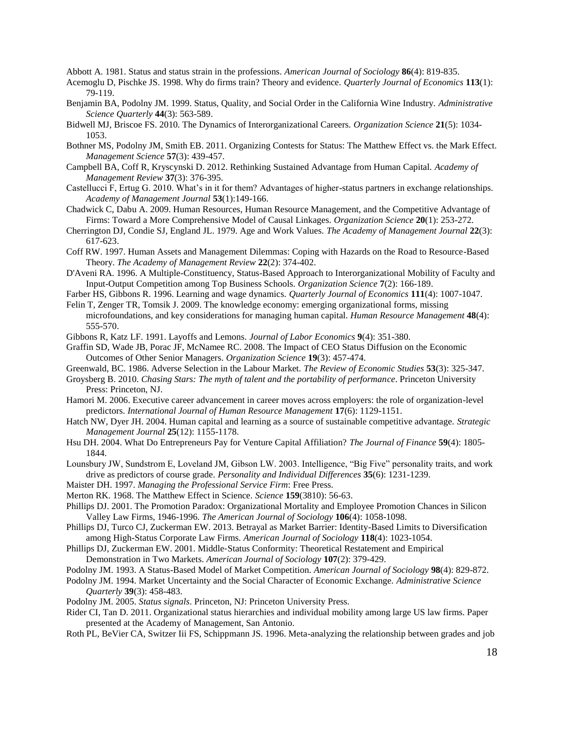Abbott A. 1981. Status and status strain in the professions. *American Journal of Sociology* **86**(4): 819-835.

Acemoglu D, Pischke JS. 1998. Why do firms train? Theory and evidence. *Quarterly Journal of Economics* **113**(1): 79-119.

Benjamin BA, Podolny JM. 1999. Status, Quality, and Social Order in the California Wine Industry. *Administrative Science Quarterly* **44**(3): 563-589.

Bidwell MJ, Briscoe FS. 2010. The Dynamics of Interorganizational Careers. *Organization Science* **21**(5): 1034-1053.

Bothner MS, Podolny JM, Smith EB. 2011. Organizing Contests for Status: The Matthew Effect vs. the Mark Effect. *Management Science* **57**(3): 439-457.

Campbell BA, Coff R, Kryscynski D. 2012. Rethinking Sustained Advantage from Human Capital. *Academy of Management Review* **37**(3): 376-395.

Castellucci F, Ertug G. 2010. What's in it for them? Advantages of higher-status partners in exchange relationships. *Academy of Management Journal* **53**(1):149-166.

Chadwick C, Dabu A. 2009. Human Resources, Human Resource Management, and the Competitive Advantage of Firms: Toward a More Comprehensive Model of Causal Linkages. *Organization Science* **20**(1): 253-272.

Cherrington DJ, Condie SJ, England JL. 1979. Age and Work Values. *The Academy of Management Journal* **22**(3): 617-623.

Coff RW. 1997. Human Assets and Management Dilemmas: Coping with Hazards on the Road to Resource-Based Theory. *The Academy of Management Review* **22**(2): 374-402.

D'Aveni RA. 1996. A Multiple-Constituency, Status-Based Approach to Interorganizational Mobility of Faculty and Input-Output Competition among Top Business Schools. *Organization Science* **7**(2): 166-189.

Farber HS, Gibbons R. 1996. Learning and wage dynamics. *Quarterly Journal of Economics* **111**(4): 1007-1047.

Felin T, Zenger TR, Tomsik J. 2009. The knowledge economy: emerging organizational forms, missing microfoundations, and key considerations for managing human capital. *Human Resource Management* **48**(4): 555-570.

Gibbons R, Katz LF. 1991. Layoffs and Lemons. *Journal of Labor Economics* **9**(4): 351-380.

Graffin SD, Wade JB, Porac JF, McNamee RC. 2008. The Impact of CEO Status Diffusion on the Economic Outcomes of Other Senior Managers. *Organization Science* **19**(3): 457-474.

Greenwald, BC. 1986. Adverse Selection in the Labour Market. *The Review of Economic Studies* **53**(3): 325-347.

Groysberg B. 2010. *Chasing Stars: The myth of talent and the portability of performance*. Princeton University Press: Princeton, NJ.

Hamori M. 2006. Executive career advancement in career moves across employers: the role of organization-level predictors. *International Journal of Human Resource Management* **17**(6): 1129-1151.

Hatch NW, Dyer JH. 2004. Human capital and learning as a source of sustainable competitive advantage. *Strategic Management Journal* **25**(12): 1155-1178.

Hsu DH. 2004. What Do Entrepreneurs Pay for Venture Capital Affiliation? *The Journal of Finance* **59**(4): 1805-1844.

Lounsbury JW, Sundstrom E, Loveland JM, Gibson LW. 2003. Intelligence, "Big Five" personality traits, and work drive as predictors of course grade. *Personality and Individual Differences* **35**(6): 1231-1239.

Maister DH. 1997. *Managing the Professional Service Firm*: Free Press.

Merton RK. 1968. The Matthew Effect in Science. *Science* **159**(3810): 56-63.

Phillips DJ. 2001. The Promotion Paradox: Organizational Mortality and Employee Promotion Chances in Silicon Valley Law Firms, 1946-1996. *The American Journal of Sociology* **106**(4): 1058-1098.

Phillips DJ, Turco CJ, Zuckerman EW. 2013. Betrayal as Market Barrier: Identity-Based Limits to Diversification among High-Status Corporate Law Firms. *American Journal of Sociology* **118**(4): 1023-1054.

Phillips DJ, Zuckerman EW. 2001. Middle-Status Conformity: Theoretical Restatement and Empirical Demonstration in Two Markets. *American Journal of Sociology* **107**(2): 379-429.

Podolny JM. 1993. A Status-Based Model of Market Competition. *American Journal of Sociology* **98**(4): 829-872.

Podolny JM. 1994. Market Uncertainty and the Social Character of Economic Exchange. *Administrative Science Quarterly* **39**(3): 458-483.

Podolny JM. 2005. *Status signals*. Princeton, NJ: Princeton University Press.

Rider CI, Tan D. 2011. Organizational status hierarchies and individual mobility among large US law firms. Paper presented at the Academy of Management, San Antonio.

Roth PL, BeVier CA, Switzer Iii FS, Schippmann JS. 1996. Meta-analyzing the relationship between grades and job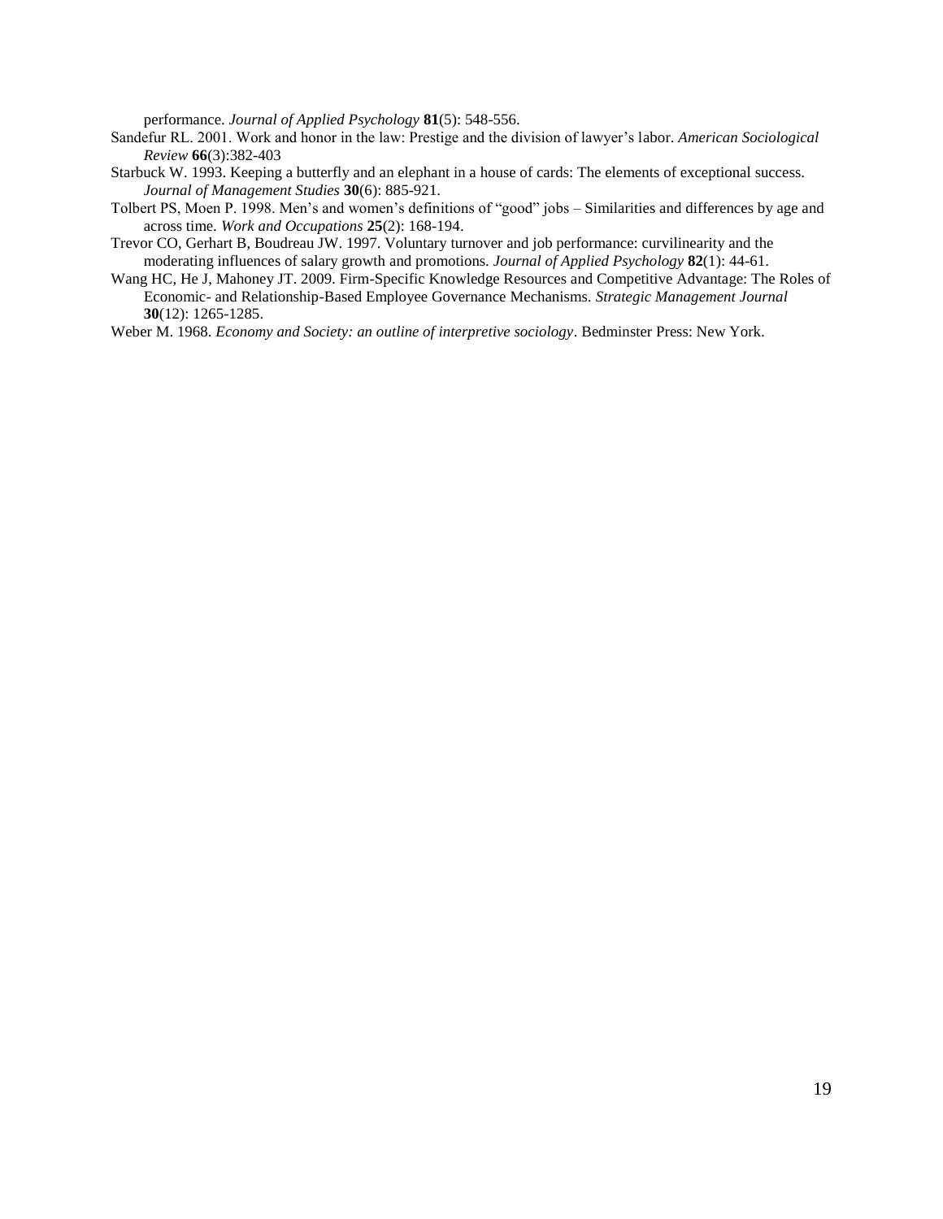performance. *Journal of Applied Psychology* **81**(5): 548-556.

Sandefur RL. 2001. Work and honor in the law: Prestige and the division of lawyer's labor. *American Sociological Review* **66**(3):382-403

Starbuck W. 1993. Keeping a butterfly and an elephant in a house of cards: The elements of exceptional success. *Journal of Management Studies* **30**(6): 885-921.

Tolbert PS, Moen P. 1998. Men's and women's definitions of "good" jobs – Similarities and differences by age and across time. *Work and Occupations* **25**(2): 168-194.

Trevor CO, Gerhart B, Boudreau JW. 1997. Voluntary turnover and job performance: curvilinearity and the moderating influences of salary growth and promotions. *Journal of Applied Psychology* **82**(1): 44-61.

Wang HC, He J, Mahoney JT. 2009. Firm-Specific Knowledge Resources and Competitive Advantage: The Roles of Economic- and Relationship-Based Employee Governance Mechanisms. *Strategic Management Journal* **30**(12): 1265-1285.

Weber M. 1968. *Economy and Society: an outline of interpretive sociology*. Bedminster Press: New York.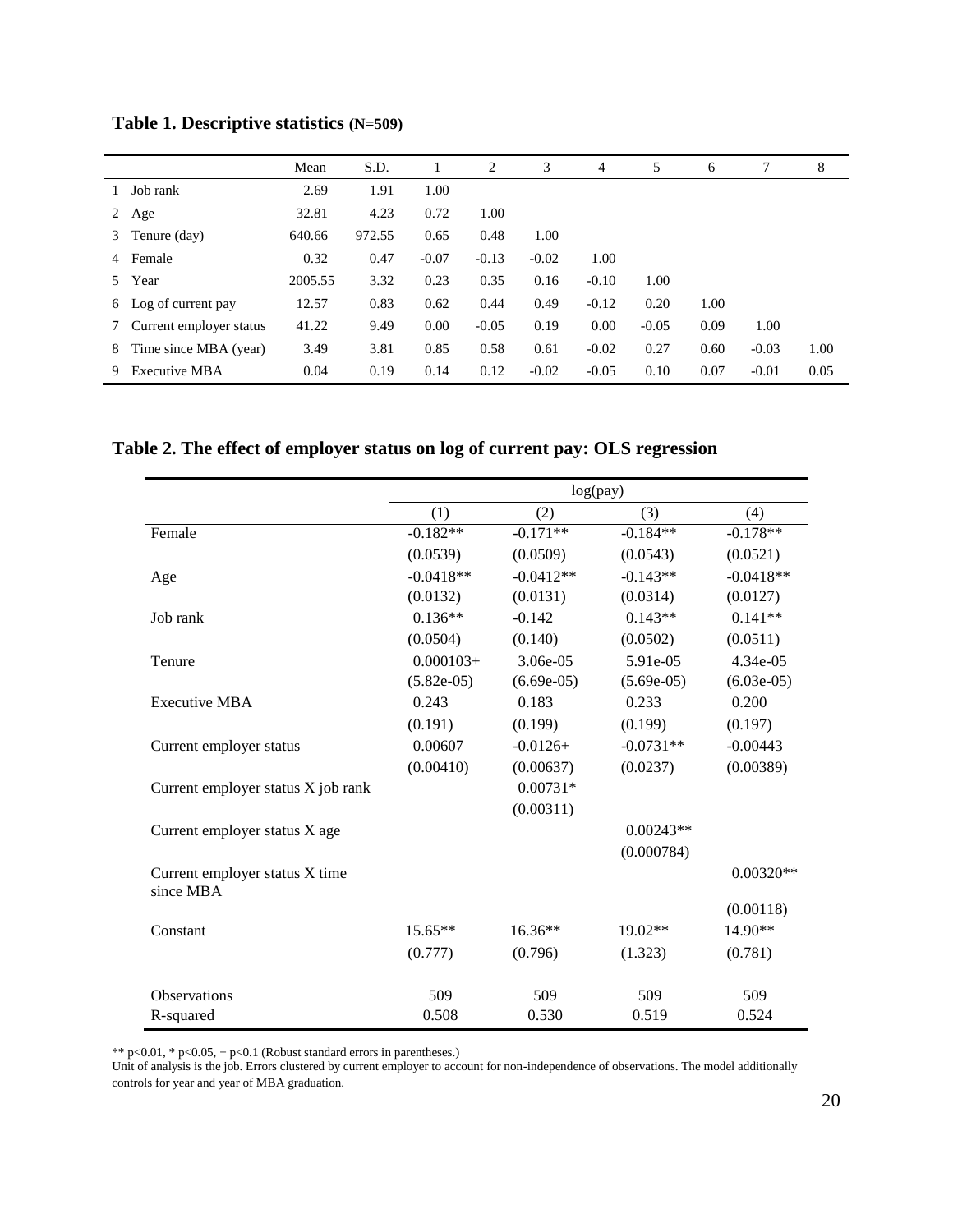**Table 1. Descriptive statistics (N=509)**

| | | Mean | S.D. | 1 | 2 | 3 | 4 | 5 | 6 | 7 | 8 |
|---|---|---|---|---|---|---|---|---|---|---|---|
| 1 | Job rank | 2.69 | 1.91 | 1.00 | | | | | | | |
| 2 | Age | 32.81 | 4.23 | 0.72 | 1.00 | | | | | | |
| 3 | Tenure (day) | 640.66 | 972.55 | 0.65 | 0.48 | 1.00 | | | | | |
| 4 | Female | 0.32 | 0.47 | -0.07 | -0.13 | -0.02 | 1.00 | | | | |
| 5 | Year | 2005.55 | 3.32 | 0.23 | 0.35 | 0.16 | -0.10 | 1.00 | | | |
| 6 | Log of current pay | 12.57 | 0.83 | 0.62 | 0.44 | 0.49 | -0.12 | 0.20 | 1.00 | | |
| 7 | Current employer status | 41.22 | 9.49 | 0.00 | -0.05 | 0.19 | 0.00 | -0.05 | 0.09 | 1.00 | |
| 8 | Time since MBA (year) | 3.49 | 3.81 | 0.85 | 0.58 | 0.61 | -0.02 | 0.27 | 0.60 | -0.03 | 1.00 |
| 9 | Executive MBA | 0.04 | 0.19 | 0.14 | 0.12 | -0.02 | -0.05 | 0.10 | 0.07 | -0.01 | 0.05 |

**Table 2. The effect of employer status on log of current pay: OLS regression**

| | log(pay) | | | |
|---|---|---|---|---|
| | (1) | (2) | (3) | (4) |
| Female | -0.182** | -0.171** | -0.184** | -0.178** |
| | (0.0539) | (0.0509) | (0.0543) | (0.0521) |
| Age | -0.0418** | -0.0412** | -0.143** | -0.0418** |
| | (0.0132) | (0.0131) | (0.0314) | (0.0127) |
| Job rank | 0.136** | -0.142 | 0.143** | 0.141** |
| | (0.0504) | (0.140) | (0.0502) | (0.0511) |
| Tenure | 0.000103+ | 3.06e-05 | 5.91e-05 | 4.34e-05 |
| | (5.82e-05) | (6.69e-05) | (5.69e-05) | (6.03e-05) |
| Executive MBA | 0.243 | 0.183 | 0.233 | 0.200 |
| | (0.191) | (0.199) | (0.199) | (0.197) |
| Current employer status | 0.00607 | -0.0126+ | -0.0731** | -0.00443 |
| | (0.00410) | (0.00637) | (0.0237) | (0.00389) |
| Current employer status X job rank | | 0.00731* | | |
| | | (0.00311) | | |
| Current employer status X age | | | 0.00243** | |
| | | | (0.000784) | |
| Current employer status X time since MBA | | | | 0.00320** |
| | | | | (0.00118) |
| Constant | 15.65** | 16.36** | 19.02** | 14.90** |
| | (0.777) | (0.796) | (1.323) | (0.781) |
| Observations | 509 | 509 | 509 | 509 |
| R-squared | 0.508 | 0.530 | 0.519 | 0.524 |

** p<0.01, * p<0.05, + p<0.1 (Robust standard errors in parentheses.)
Unit of analysis is the job. Errors clustered by current employer to account for non-independence of observations. The model additionally controls for year and year of MBA graduation.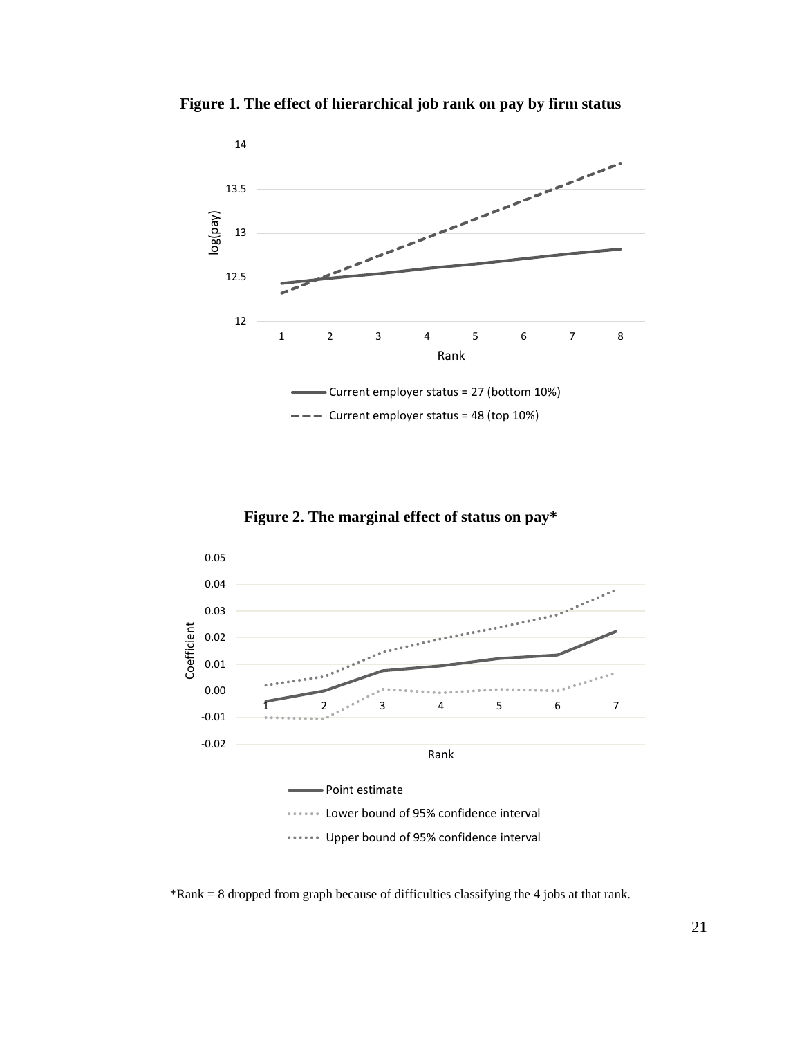**Figure 1. The effect of hierarchical job rank on pay by firm status**

14
13.5
13
12.5
12
log(pay)
1 2 3 4 5 6 7 8
Rank

Current employer status = 27 (bottom 10%)
Current employer status = 48 (top 10%)

**Figure 2. The marginal effect of status on pay***

0.05
0.04
0.03
0.02
0.01
0.00
-0.01
-0.02
Coefficient
1 2 3 4 5 6 7
Rank

Point estimate
Lower bound of 95% confidence interval
Upper bound of 95% confidence interval

*Rank = 8 dropped from graph because of difficulties classifying the 4 jobs at that rank.